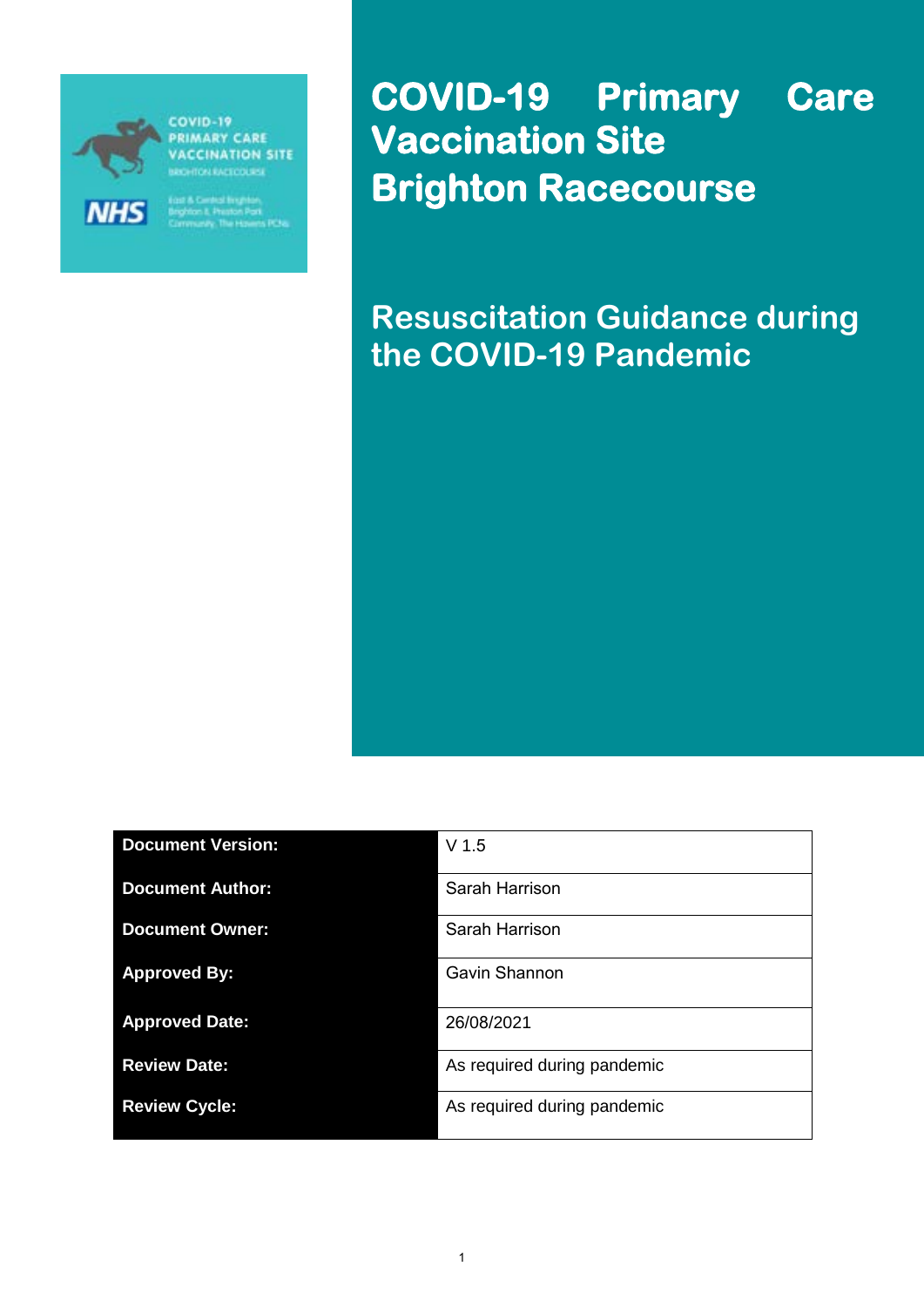# COVID-19 Primary Care Vaccination Site Brighton Racecourse

## Resuscitation Guidance during the COVID-19 Pandemic

| | |
|---|---|
| **Document Version:** | V 1.5 |
| **Document Author:** | Sarah Harrison |
| **Document Owner:** | Sarah Harrison |
| **Approved By:** | Gavin Shannon |
| **Approved Date:** | 26/08/2021 |
| **Review Date:** | As required during pandemic |
| **Review Cycle:** | As required during pandemic |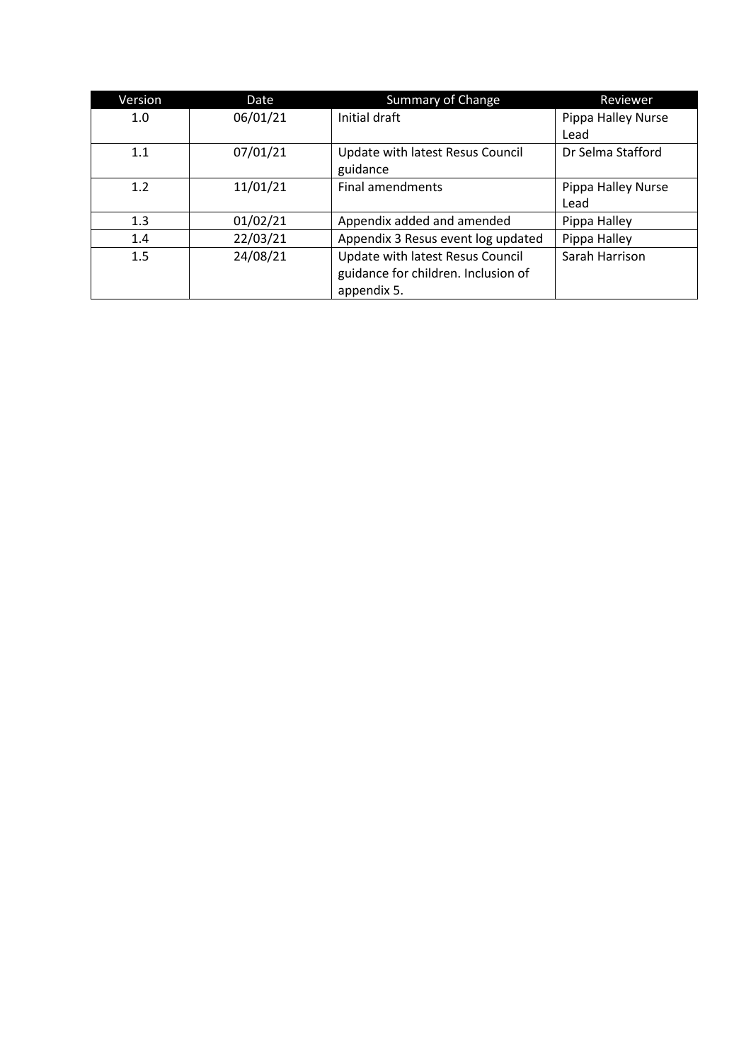| Version | Date | Summary of Change | Reviewer |
| --- | --- | --- | --- |
| 1.0 | 06/01/21 | Initial draft | Pippa Halley Nurse Lead |
| 1.1 | 07/01/21 | Update with latest Resus Council guidance | Dr Selma Stafford |
| 1.2 | 11/01/21 | Final amendments | Pippa Halley Nurse Lead |
| 1.3 | 01/02/21 | Appendix added and amended | Pippa Halley |
| 1.4 | 22/03/21 | Appendix 3 Resus event log updated | Pippa Halley |
| 1.5 | 24/08/21 | Update with latest Resus Council guidance for children. Inclusion of appendix 5. | Sarah Harrison |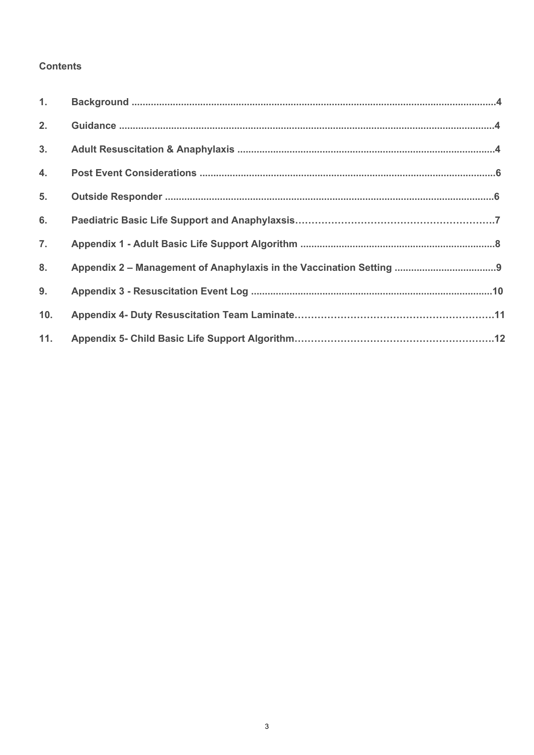**Contents**

| | | |
|---|---|---|
| 1. | **Background** | **4** |
| 2. | **Guidance** | **4** |
| 3. | **Adult Resuscitation & Anaphylaxis** | **4** |
| 4. | **Post Event Considerations** | **6** |
| 5. | **Outside Responder** | **6** |
| 6. | **Paediatric Basic Life Support and Anaphylaxsis** | **7** |
| 7. | **Appendix 1 - Adult Basic Life Support Algorithm** | **8** |
| 8. | **Appendix 2 – Management of Anaphylaxis in the Vaccination Setting** | **9** |
| 9. | **Appendix 3 - Resuscitation Event Log** | **10** |
| 10. | **Appendix 4- Duty Resuscitation Team Laminate** | **11** |
| 11. | **Appendix 5- Child Basic Life Support Algorithm** | **12** |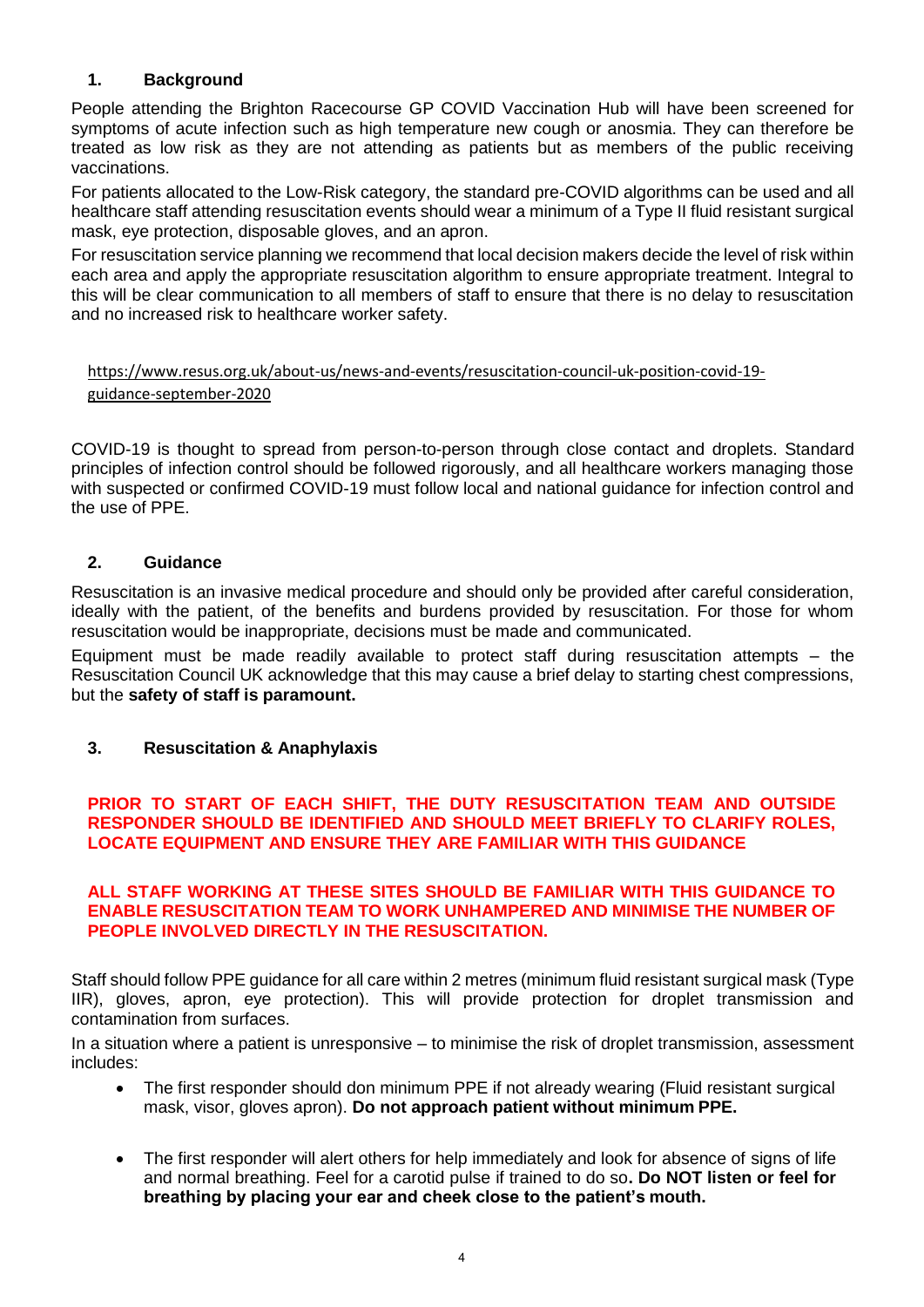## 1. Background

People attending the Brighton Racecourse GP COVID Vaccination Hub will have been screened for symptoms of acute infection such as high temperature new cough or anosmia. They can therefore be treated as low risk as they are not attending as patients but as members of the public receiving vaccinations.

For patients allocated to the Low-Risk category, the standard pre-COVID algorithms can be used and all healthcare staff attending resuscitation events should wear a minimum of a Type II fluid resistant surgical mask, eye protection, disposable gloves, and an apron.

For resuscitation service planning we recommend that local decision makers decide the level of risk within each area and apply the appropriate resuscitation algorithm to ensure appropriate treatment. Integral to this will be clear communication to all members of staff to ensure that there is no delay to resuscitation and no increased risk to healthcare worker safety.

https://www.resus.org.uk/about-us/news-and-events/resuscitation-council-uk-position-covid-19-guidance-september-2020

COVID-19 is thought to spread from person-to-person through close contact and droplets. Standard principles of infection control should be followed rigorously, and all healthcare workers managing those with suspected or confirmed COVID-19 must follow local and national guidance for infection control and the use of PPE.

## 2. Guidance

Resuscitation is an invasive medical procedure and should only be provided after careful consideration, ideally with the patient, of the benefits and burdens provided by resuscitation. For those for whom resuscitation would be inappropriate, decisions must be made and communicated.

Equipment must be made readily available to protect staff during resuscitation attempts – the Resuscitation Council UK acknowledge that this may cause a brief delay to starting chest compressions, but the **safety of staff is paramount.**

## 3. Resuscitation & Anaphylaxis

**PRIOR TO START OF EACH SHIFT, THE DUTY RESUSCITATION TEAM AND OUTSIDE RESPONDER SHOULD BE IDENTIFIED AND SHOULD MEET BRIEFLY TO CLARIFY ROLES, LOCATE EQUIPMENT AND ENSURE THEY ARE FAMILIAR WITH THIS GUIDANCE**

**ALL STAFF WORKING AT THESE SITES SHOULD BE FAMILIAR WITH THIS GUIDANCE TO ENABLE RESUSCITATION TEAM TO WORK UNHAMPERED AND MINIMISE THE NUMBER OF PEOPLE INVOLVED DIRECTLY IN THE RESUSCITATION.**

Staff should follow PPE guidance for all care within 2 metres (minimum fluid resistant surgical mask (Type IIR), gloves, apron, eye protection). This will provide protection for droplet transmission and contamination from surfaces.

In a situation where a patient is unresponsive – to minimise the risk of droplet transmission, assessment includes:

- The first responder should don minimum PPE if not already wearing (Fluid resistant surgical mask, visor, gloves apron). **Do not approach patient without minimum PPE.**
- The first responder will alert others for help immediately and look for absence of signs of life and normal breathing. Feel for a carotid pulse if trained to do so**. Do NOT listen or feel for breathing by placing your ear and cheek close to the patient's mouth.**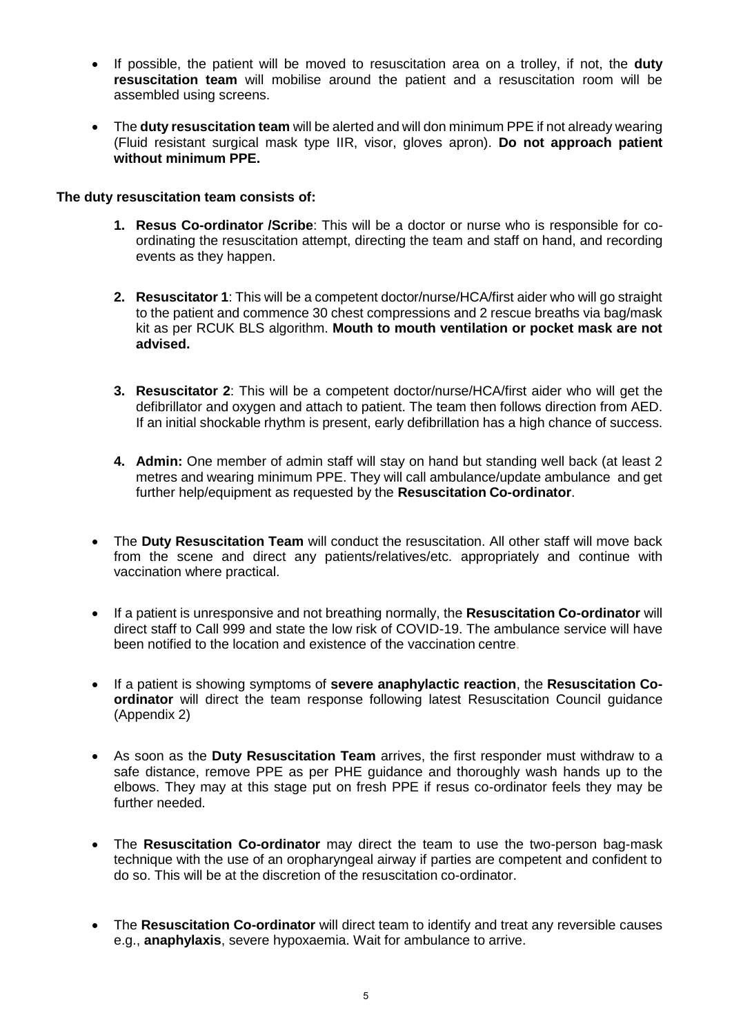- If possible, the patient will be moved to resuscitation area on a trolley, if not, the **duty resuscitation team** will mobilise around the patient and a resuscitation room will be assembled using screens.

- The **duty resuscitation team** will be alerted and will don minimum PPE if not already wearing (Fluid resistant surgical mask type IIR, visor, gloves apron). **Do not approach patient without minimum PPE.**

**The duty resuscitation team consists of:**

1. **Resus Co-ordinator /Scribe**: This will be a doctor or nurse who is responsible for co-ordinating the resuscitation attempt, directing the team and staff on hand, and recording events as they happen.

2. **Resuscitator 1**: This will be a competent doctor/nurse/HCA/first aider who will go straight to the patient and commence 30 chest compressions and 2 rescue breaths via bag/mask kit as per RCUK BLS algorithm. **Mouth to mouth ventilation or pocket mask are not advised.**

3. **Resuscitator 2**: This will be a competent doctor/nurse/HCA/first aider who will get the defibrillator and oxygen and attach to patient. The team then follows direction from AED. If an initial shockable rhythm is present, early defibrillation has a high chance of success.

4. **Admin:** One member of admin staff will stay on hand but standing well back (at least 2 metres and wearing minimum PPE. They will call ambulance/update ambulance and get further help/equipment as requested by the **Resuscitation Co-ordinator**.

- The **Duty Resuscitation Team** will conduct the resuscitation. All other staff will move back from the scene and direct any patients/relatives/etc. appropriately and continue with vaccination where practical.

- If a patient is unresponsive and not breathing normally, the **Resuscitation Co-ordinator** will direct staff to Call 999 and state the low risk of COVID-19. The ambulance service will have been notified to the location and existence of the vaccination centre.

- If a patient is showing symptoms of **severe anaphylactic reaction**, the **Resuscitation Co-ordinator** will direct the team response following latest Resuscitation Council guidance (Appendix 2)

- As soon as the **Duty Resuscitation Team** arrives, the first responder must withdraw to a safe distance, remove PPE as per PHE guidance and thoroughly wash hands up to the elbows. They may at this stage put on fresh PPE if resus co-ordinator feels they may be further needed.

- The **Resuscitation Co-ordinator** may direct the team to use the two-person bag-mask technique with the use of an oropharyngeal airway if parties are competent and confident to do so. This will be at the discretion of the resuscitation co-ordinator.

- The **Resuscitation Co-ordinator** will direct team to identify and treat any reversible causes e.g., **anaphylaxis**, severe hypoxaemia. Wait for ambulance to arrive.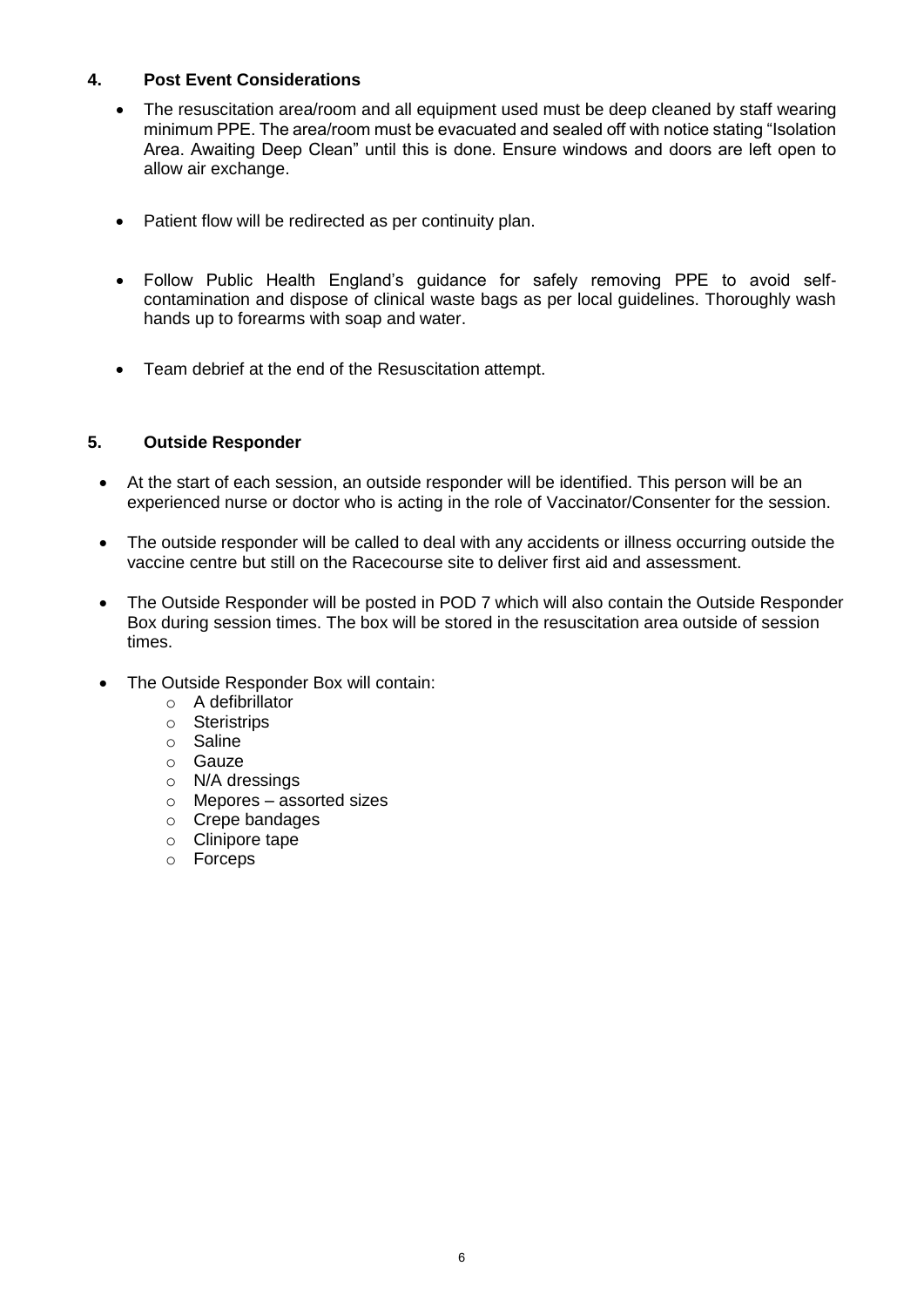## 4. Post Event Considerations

- The resuscitation area/room and all equipment used must be deep cleaned by staff wearing minimum PPE. The area/room must be evacuated and sealed off with notice stating "Isolation Area. Awaiting Deep Clean" until this is done. Ensure windows and doors are left open to allow air exchange.
- Patient flow will be redirected as per continuity plan.
- Follow Public Health England's guidance for safely removing PPE to avoid self-contamination and dispose of clinical waste bags as per local guidelines. Thoroughly wash hands up to forearms with soap and water.
- Team debrief at the end of the Resuscitation attempt.

## 5. Outside Responder

- At the start of each session, an outside responder will be identified. This person will be an experienced nurse or doctor who is acting in the role of Vaccinator/Consenter for the session.
- The outside responder will be called to deal with any accidents or illness occurring outside the vaccine centre but still on the Racecourse site to deliver first aid and assessment.
- The Outside Responder will be posted in POD 7 which will also contain the Outside Responder Box during session times. The box will be stored in the resuscitation area outside of session times.
- The Outside Responder Box will contain:
  - A defibrillator
  - Steristrips
  - Saline
  - Gauze
  - N/A dressings
  - Mepores – assorted sizes
  - Crepe bandages
  - Clinipore tape
  - Forceps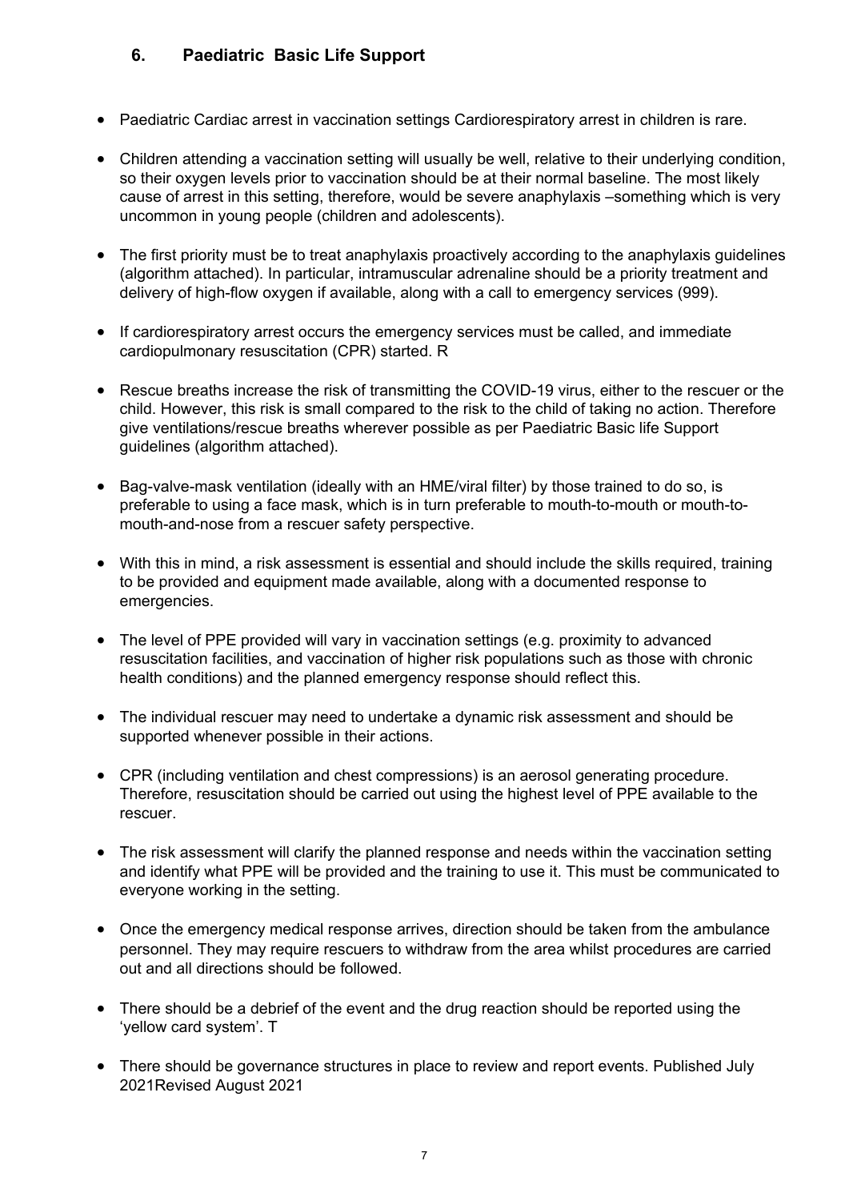## 6. Paediatric Basic Life Support

- Paediatric Cardiac arrest in vaccination settings Cardiorespiratory arrest in children is rare.
- Children attending a vaccination setting will usually be well, relative to their underlying condition, so their oxygen levels prior to vaccination should be at their normal baseline. The most likely cause of arrest in this setting, therefore, would be severe anaphylaxis –something which is very uncommon in young people (children and adolescents).
- The first priority must be to treat anaphylaxis proactively according to the anaphylaxis guidelines (algorithm attached). In particular, intramuscular adrenaline should be a priority treatment and delivery of high-flow oxygen if available, along with a call to emergency services (999).
- If cardiorespiratory arrest occurs the emergency services must be called, and immediate cardiopulmonary resuscitation (CPR) started. R
- Rescue breaths increase the risk of transmitting the COVID-19 virus, either to the rescuer or the child. However, this risk is small compared to the risk to the child of taking no action. Therefore give ventilations/rescue breaths wherever possible as per Paediatric Basic life Support guidelines (algorithm attached).
- Bag-valve-mask ventilation (ideally with an HME/viral filter) by those trained to do so, is preferable to using a face mask, which is in turn preferable to mouth-to-mouth or mouth-to-mouth-and-nose from a rescuer safety perspective.
- With this in mind, a risk assessment is essential and should include the skills required, training to be provided and equipment made available, along with a documented response to emergencies.
- The level of PPE provided will vary in vaccination settings (e.g. proximity to advanced resuscitation facilities, and vaccination of higher risk populations such as those with chronic health conditions) and the planned emergency response should reflect this.
- The individual rescuer may need to undertake a dynamic risk assessment and should be supported whenever possible in their actions.
- CPR (including ventilation and chest compressions) is an aerosol generating procedure. Therefore, resuscitation should be carried out using the highest level of PPE available to the rescuer.
- The risk assessment will clarify the planned response and needs within the vaccination setting and identify what PPE will be provided and the training to use it. This must be communicated to everyone working in the setting.
- Once the emergency medical response arrives, direction should be taken from the ambulance personnel. They may require rescuers to withdraw from the area whilst procedures are carried out and all directions should be followed.
- There should be a debrief of the event and the drug reaction should be reported using the 'yellow card system'. T
- There should be governance structures in place to review and report events. Published July 2021Revised August 2021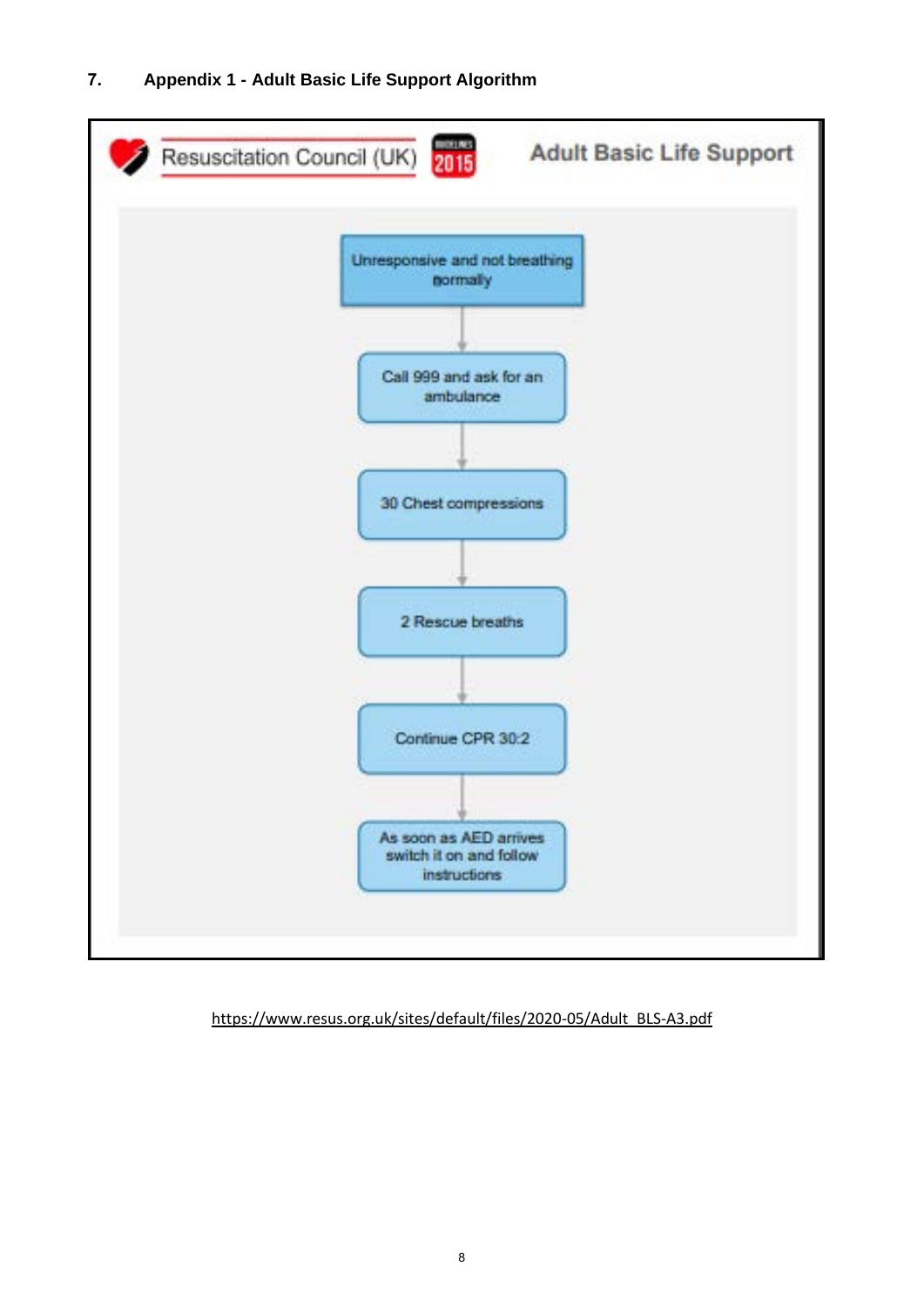## 7. Appendix 1 - Adult Basic Life Support Algorithm

Resuscitation Council (UK) 2015

**Adult Basic Life Support**

Unresponsive and not breathing normally

↓

Call 999 and ask for an ambulance

↓

30 Chest compressions

↓

2 Rescue breaths

↓

Continue CPR 30:2

↓

As soon as AED arrives switch it on and follow instructions

https://www.resus.org.uk/sites/default/files/2020-05/Adult_BLS-A3.pdf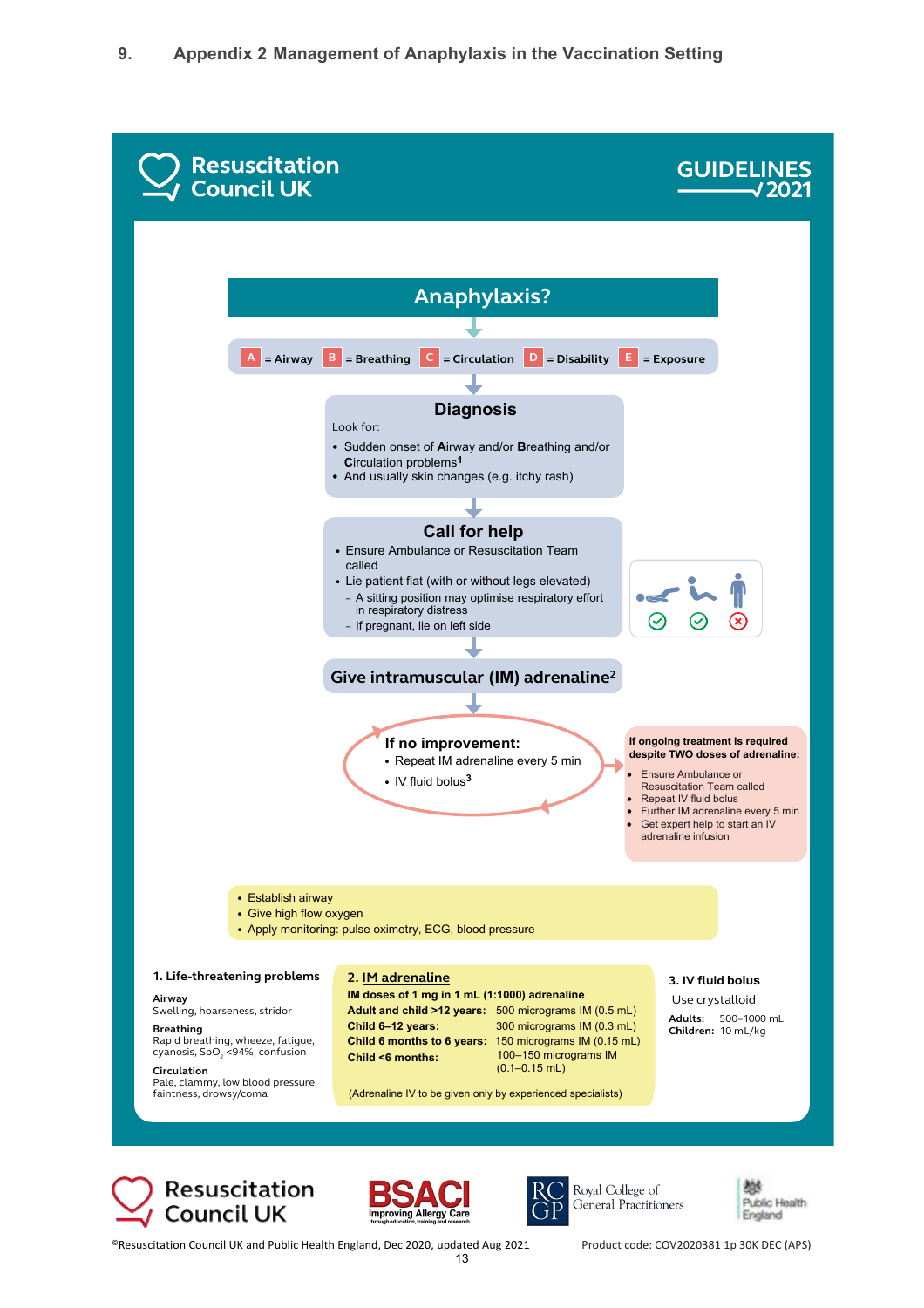# 9. Appendix 2 Management of Anaphylaxis in the Vaccination Setting

Resuscitation Council UK

GUIDELINES 2021

## Anaphylaxis?

A = Airway B = Breathing C = Circulation D = Disability E = Exposure

### Diagnosis

Look for:

- Sudden onset of **A**irway and/or **B**reathing and/or **C**irculation problems[1]
- And usually skin changes (e.g. itchy rash)

### Call for help

- Ensure Ambulance or Resuscitation Team called
- Lie patient flat (with or without legs elevated)
  - A sitting position may optimise respiratory effort in respiratory distress
  - If pregnant, lie on left side

### Give intramuscular (IM) adrenaline[2]

**If no improvement:**

- Repeat IM adrenaline every 5 min
- IV fluid bolus[3]

**If ongoing treatment is required despite TWO doses of adrenaline:**

- Ensure Ambulance or Resuscitation Team called
- Repeat IV fluid bolus
- Further IM adrenaline every 5 min
- Get expert help to start an IV adrenaline infusion

- Establish airway
- Give high flow oxygen
- Apply monitoring: pulse oximetry, ECG, blood pressure

**1. Life-threatening problems**

**Airway**
Swelling, hoarseness, stridor

**Breathing**
Rapid breathing, wheeze, fatigue, cyanosis, $SpO_2$ <94%, confusion

**Circulation**
Pale, clammy, low blood pressure, faintness, drowsy/coma

**2. IM adrenaline**

**IM doses of 1 mg in 1 mL (1:1000) adrenaline**

| | |
|---|---|
| **Adult and child >12 years:** | 500 micrograms IM (0.5 mL) |
| **Child 6–12 years:** | 300 micrograms IM (0.3 mL) |
| **Child 6 months to 6 years:** | 150 micrograms IM (0.15 mL) |
| **Child <6 months:** | 100–150 micrograms IM (0.1–0.15 mL) |

(Adrenaline IV to be given only by experienced specialists)

**3. IV fluid bolus**

Use crystalloid

**Adults:** 500–1000 mL
**Children:** 10 mL/kg

Resuscitation Council UK | BSACI Improving Allergy Care | Royal College of General Practitioners | Public Health England

©Resuscitation Council UK and Public Health England, Dec 2020, updated Aug 2021

Product code: COV2020381 1p 30K DEC (APS)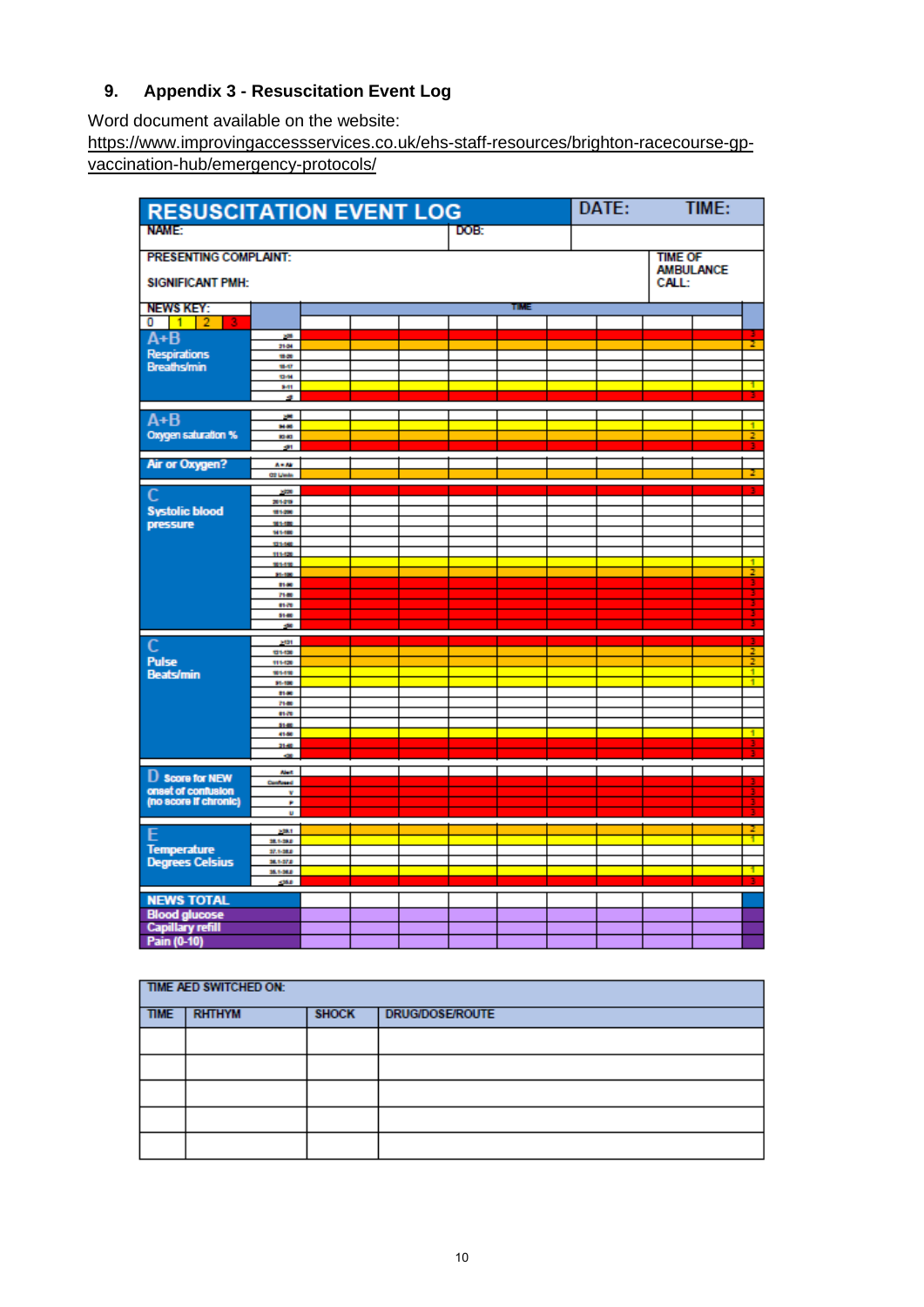## 9. Appendix 3 - Resuscitation Event Log

Word document available on the website:
https://www.improvingaccessservices.co.uk/ehs-staff-resources/brighton-racecourse-gp-vaccination-hub/emergency-protocols/

| RESUSCITATION EVENT LOG | | DATE: | TIME: |
|---|---|---|---|
| NAME: | DOB: | | |
| PRESENTING COMPLAINT:<br>SIGNIFICANT PMH: | | TIME OF AMBULANCE CALL: | |

| NEWS KEY: 0 1 2 3 | | TIME | | | | | | | | | |
|---|---|---|---|---|---|---|---|---|---|---|---|
| A+B Respirations Breaths/min | ≥25 | | | | | | | | | | 3 |
| | 21-24 | | | | | | | | | | 2 |
| | 18-20 | | | | | | | | | | |
| | 15-17 | | | | | | | | | | |
| | 12-14 | | | | | | | | | | |
| | 9-11 | | | | | | | | | | 1 |
| | ≤8 | | | | | | | | | | 3 |
| A+B Oxygen saturation % | ≥96 | | | | | | | | | | |
| | 94-95 | | | | | | | | | | 1 |
| | 92-93 | | | | | | | | | | 2 |
| | ≤91 | | | | | | | | | | 3 |
| Air or Oxygen? | A = Air | | | | | | | | | | |
| | O2 L/min | | | | | | | | | | 2 |
| C Systolic blood pressure | ≥220 | | | | | | | | | | 3 |
| | 201-219 | | | | | | | | | | |
| | 181-200 | | | | | | | | | | |
| | 161-180 | | | | | | | | | | |
| | 141-160 | | | | | | | | | | |
| | 121-140 | | | | | | | | | | |
| | 111-120 | | | | | | | | | | |
| | 101-110 | | | | | | | | | | 1 |
| | 91-100 | | | | | | | | | | 2 |
| | 81-90 | | | | | | | | | | 3 |
| | 71-80 | | | | | | | | | | 3 |
| | 61-70 | | | | | | | | | | 3 |
| | 51-60 | | | | | | | | | | 3 |
| | ≤50 | | | | | | | | | | 3 |
| C Pulse Beats/min | ≥131 | | | | | | | | | | 3 |
| | 121-130 | | | | | | | | | | 2 |
| | 111-120 | | | | | | | | | | 2 |
| | 101-110 | | | | | | | | | | 1 |
| | 91-100 | | | | | | | | | | 1 |
| | 81-90 | | | | | | | | | | |
| | 71-80 | | | | | | | | | | |
| | 61-70 | | | | | | | | | | |
| | 51-60 | | | | | | | | | | |
| | 41-50 | | | | | | | | | | 1 |
| | 31-40 | | | | | | | | | | 3 |
| | ≤30 | | | | | | | | | | 3 |
| D Score for NEW onset of confusion (no score if chronic) | Alert | | | | | | | | | | |
| | Confused | | | | | | | | | | 3 |
| | V | | | | | | | | | | 3 |
| | P | | | | | | | | | | 3 |
| | U | | | | | | | | | | 3 |
| E Temperature Degrees Celsius | ≥39.1 | | | | | | | | | | 2 |
| | 38.1-39.0 | | | | | | | | | | 1 |
| | 37.1-38.0 | | | | | | | | | | |
| | 36.1-37.0 | | | | | | | | | | |
| | 35.1-36.0 | | | | | | | | | | 1 |
| | ≤35.0 | | | | | | | | | | 3 |
| NEWS TOTAL | | | | | | | | | | | |
| Blood glucose | | | | | | | | | | | |
| Capillary refill | | | | | | | | | | | |
| Pain (0-10) | | | | | | | | | | | |

| TIME AED SWITCHED ON: | | | |
|---|---|---|---|
| TIME | RHTHYM | SHOCK | DRUG/DOSE/ROUTE |
| | | | |
| | | | |
| | | | |
| | | | |
| | | | |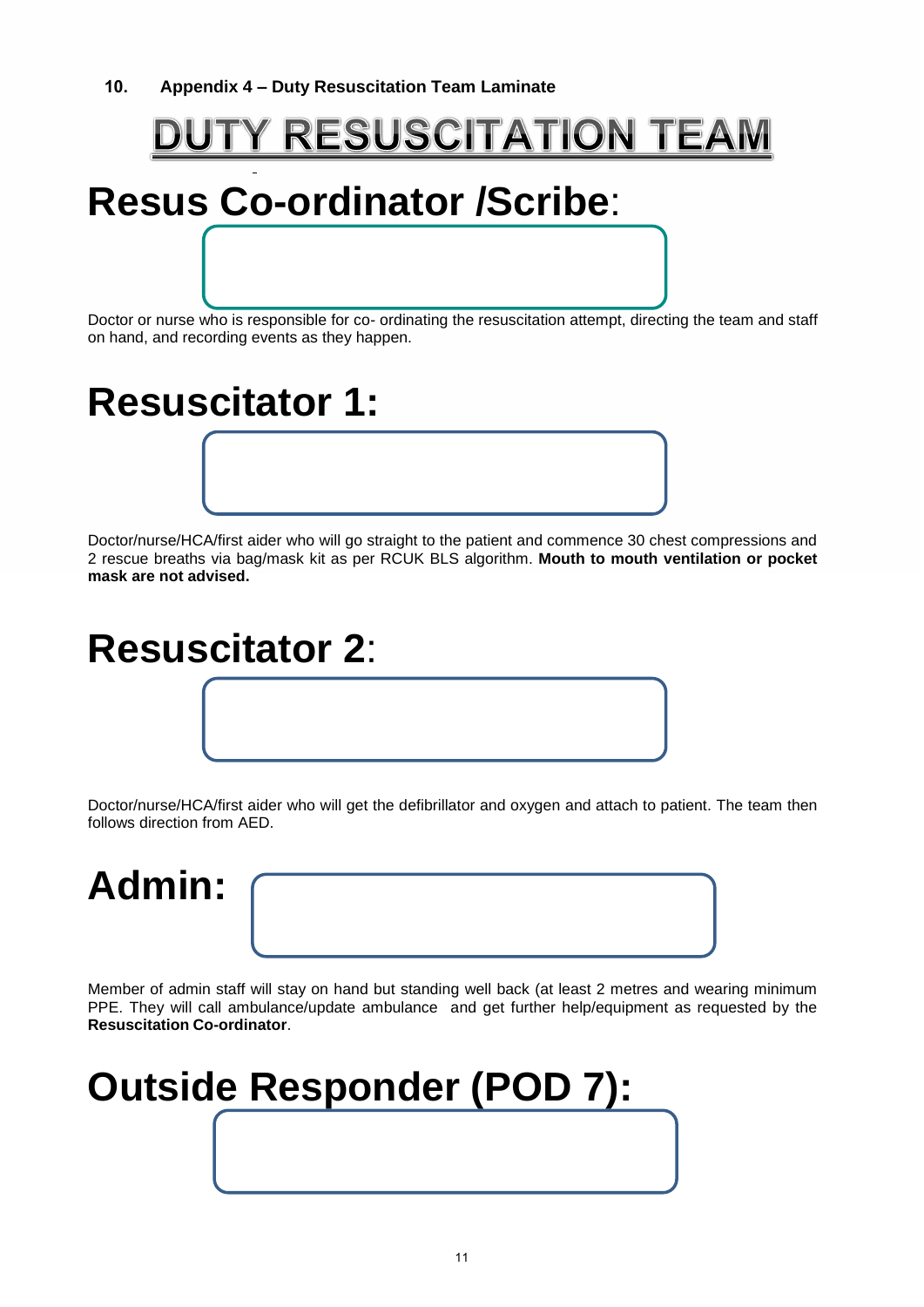## 10. Appendix 4 – Duty Resuscitation Team Laminate

# DUTY RESUSCITATION TEAM

# Resus Co-ordinator /Scribe:

Doctor or nurse who is responsible for co- ordinating the resuscitation attempt, directing the team and staff on hand, and recording events as they happen.

# Resuscitator 1:

Doctor/nurse/HCA/first aider who will go straight to the patient and commence 30 chest compressions and 2 rescue breaths via bag/mask kit as per RCUK BLS algorithm. **Mouth to mouth ventilation or pocket mask are not advised.**

# Resuscitator 2:

Doctor/nurse/HCA/first aider who will get the defibrillator and oxygen and attach to patient. The team then follows direction from AED.

# Admin:

Member of admin staff will stay on hand but standing well back (at least 2 metres and wearing minimum PPE. They will call ambulance/update ambulance and get further help/equipment as requested by the **Resuscitation Co-ordinator**.

# Outside Responder (POD 7):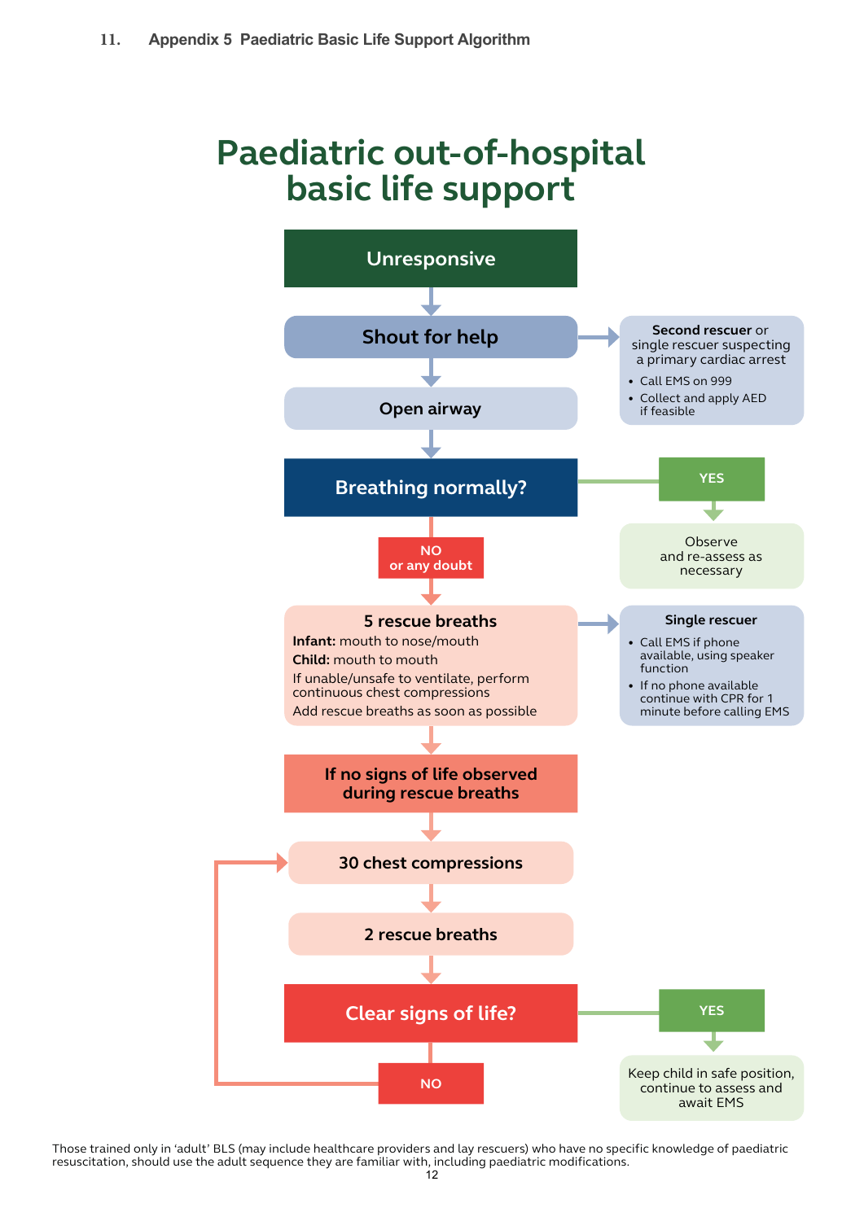## 11. Appendix 5 Paediatric Basic Life Support Algorithm

# Paediatric out-of-hospital basic life support

**Unresponsive**

**Shout for help**

**Second rescuer** or single rescuer suspecting a primary cardiac arrest

- Call EMS on 999
- Collect and apply AED if feasible

**Open airway**

**Breathing normally?**

YES

Observe and re-assess as necessary

NO or any doubt

**5 rescue breaths**

**Infant:** mouth to nose/mouth

**Child:** mouth to mouth

If unable/unsafe to ventilate, perform continuous chest compressions

Add rescue breaths as soon as possible

**Single rescuer**

- Call EMS if phone available, using speaker function
- If no phone available continue with CPR for 1 minute before calling EMS

**If no signs of life observed during rescue breaths**

**30 chest compressions**

**2 rescue breaths**

**Clear signs of life?**

YES

Keep child in safe position, continue to assess and await EMS

NO

Those trained only in 'adult' BLS (may include healthcare providers and lay rescuers) who have no specific knowledge of paediatric resuscitation, should use the adult sequence they are familiar with, including paediatric modifications.